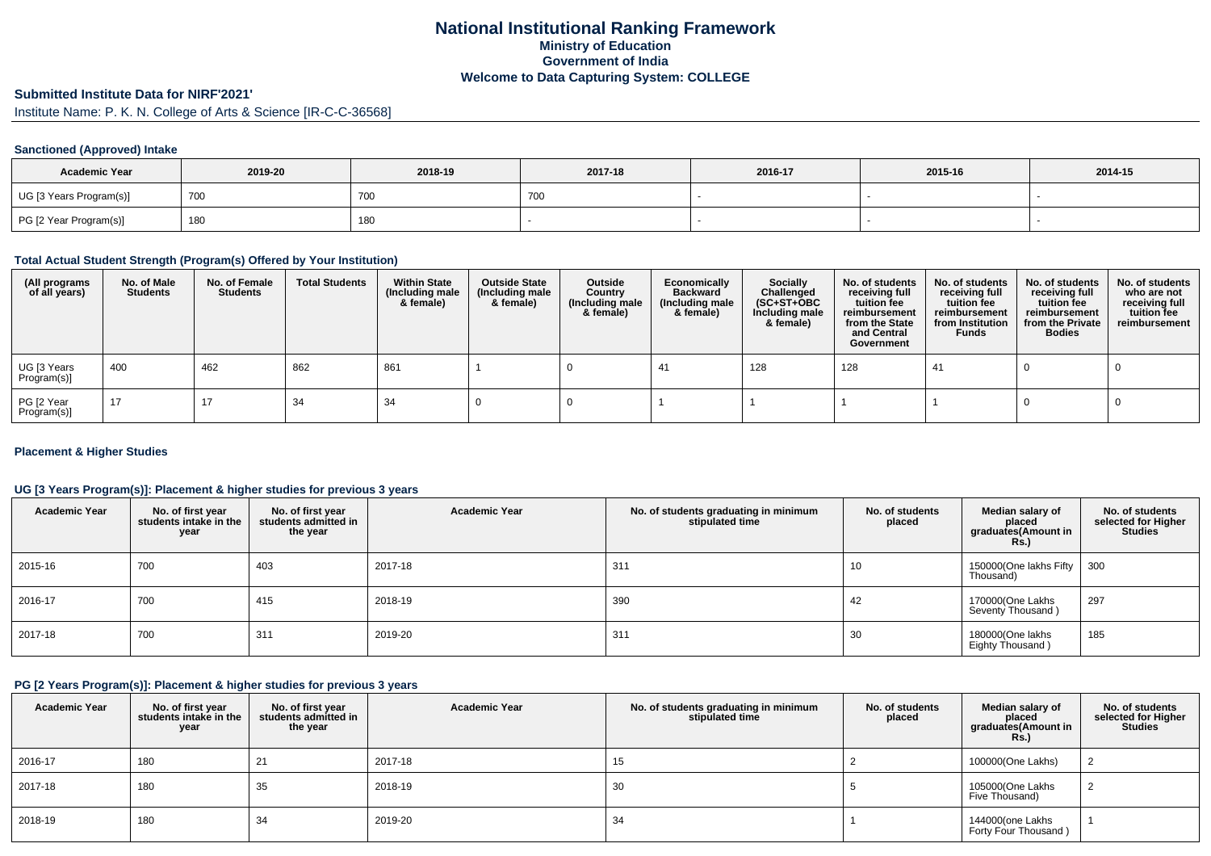# National Institutional Ranking Framework

### Ministry of Education

### Government of India

### Welcome to Data Capturing System: COLLEGE

**Submitted Institute Data for NIRF'2021'**

Institute Name: P. K. N. College of Arts & Science [IR-C-C-36568]

#### Sanctioned (Approved) Intake

| Academic Year | 2019-20 | 2018-19 | 2017-18 | 2016-17 | 2015-16 | 2014-15 |
|---|---|---|---|---|---|---|
| UG [3 Years Program(s)] | 700 | 700 | 700 | - | - | - |
| PG [2 Year Program(s)] | 180 | 180 | - | - | - | - |

#### Total Actual Student Strength (Program(s) Offered by Your Institution)

| (All programs of all years) | No. of Male Students | No. of Female Students | Total Students | Within State (Including male & female) | Outside State (Including male & female) | Outside Country (Including male & female) | Economically Backward (Including male & female) | Socially Challenged (SC+ST+OBC Including male & female) | No. of students receiving full tuition fee reimbursement from the State and Central Government | No. of students receiving full tuition fee reimbursement from Institution Funds | No. of students receiving full tuition fee reimbursement from the Private Bodies | No. of students who are not receiving full tuition fee reimbursement |
|---|---|---|---|---|---|---|---|---|---|---|---|---|
| UG [3 Years Program(s)] | 400 | 462 | 862 | 861 | 1 | 0 | 41 | 128 | 128 | 41 | 0 | 0 |
| PG [2 Year Program(s)] | 17 | 17 | 34 | 34 | 0 | 0 | 1 | 1 | 1 | 1 | 0 | 0 |

#### Placement & Higher Studies

#### UG [3 Years Program(s)]: Placement & higher studies for previous 3 years

| Academic Year | No. of first year students intake in the year | No. of first year students admitted in the year | Academic Year | No. of students graduating in minimum stipulated time | No. of students placed | Median salary of placed graduates(Amount in Rs.) | No. of students selected for Higher Studies |
|---|---|---|---|---|---|---|---|
| 2015-16 | 700 | 403 | 2017-18 | 311 | 10 | 150000(One lakhs Fifty Thousand) | 300 |
| 2016-17 | 700 | 415 | 2018-19 | 390 | 42 | 170000(One Lakhs Seventy Thousand ) | 297 |
| 2017-18 | 700 | 311 | 2019-20 | 311 | 30 | 180000(One lakhs Eighty Thousand ) | 185 |

#### PG [2 Years Program(s)]: Placement & higher studies for previous 3 years

| Academic Year | No. of first year students intake in the year | No. of first year students admitted in the year | Academic Year | No. of students graduating in minimum stipulated time | No. of students placed | Median salary of placed graduates(Amount in Rs.) | No. of students selected for Higher Studies |
|---|---|---|---|---|---|---|---|
| 2016-17 | 180 | 21 | 2017-18 | 15 | 2 | 100000(One Lakhs) | 2 |
| 2017-18 | 180 | 35 | 2018-19 | 30 | 5 | 105000(One Lakhs Five Thousand) | 2 |
| 2018-19 | 180 | 34 | 2019-20 | 34 | 1 | 144000(one Lakhs Forty Four Thousand ) | 1 |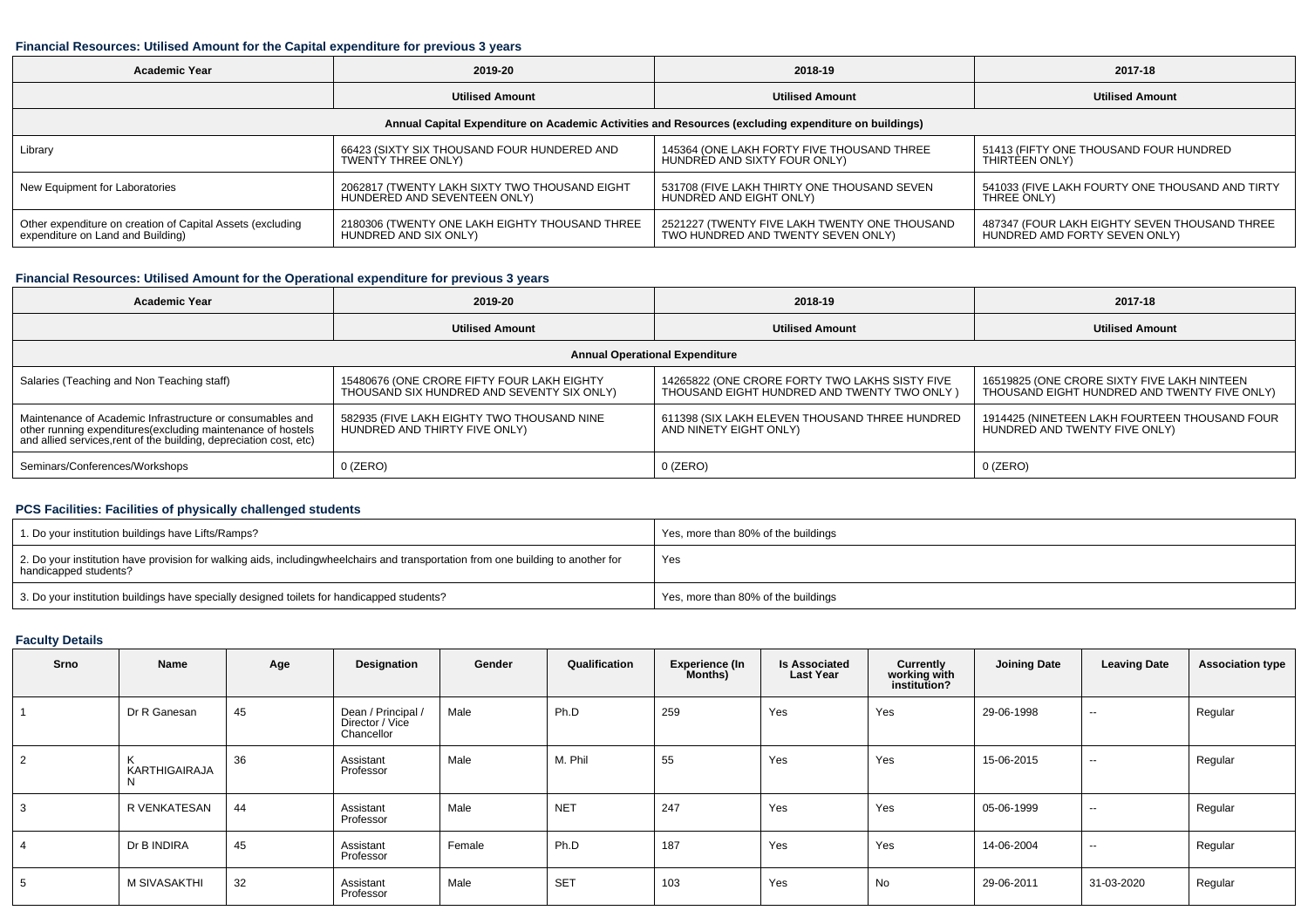### Financial Resources: Utilised Amount for the Capital expenditure for previous 3 years

| Academic Year | 2019-20 | 2018-19 | 2017-18 |
|---|---|---|---|
| | Utilised Amount | Utilised Amount | Utilised Amount |
| Annual Capital Expenditure on Academic Activities and Resources (excluding expenditure on buildings) | | | |
| Library | 66423 (SIXTY SIX THOUSAND FOUR HUNDERED AND TWENTY THREE ONLY) | 145364 (ONE LAKH FORTY FIVE THOUSAND THREE HUNDRED AND SIXTY FOUR ONLY) | 51413 (FIFTY ONE THOUSAND FOUR HUNDRED THIRTEEN ONLY) |
| New Equipment for Laboratories | 2062817 (TWENTY LAKH SIXTY TWO THOUSAND EIGHT HUNDERED AND SEVENTEEN ONLY) | 531708 (FIVE LAKH THIRTY ONE THOUSAND SEVEN HUNDRED AND EIGHT ONLY) | 541033 (FIVE LAKH FOURTY ONE THOUSAND AND TIRTY THREE ONLY) |
| Other expenditure on creation of Capital Assets (excluding expenditure on Land and Building) | 2180306 (TWENTY ONE LAKH EIGHTY THOUSAND THREE HUNDRED AND SIX ONLY) | 2521227 (TWENTY FIVE LAKH TWENTY ONE THOUSAND TWO HUNDRED AND TWENTY SEVEN ONLY) | 487347 (FOUR LAKH EIGHTY SEVEN THOUSAND THREE HUNDRED AMD FORTY SEVEN ONLY) |

### Financial Resources: Utilised Amount for the Operational expenditure for previous 3 years

| Academic Year | 2019-20 | 2018-19 | 2017-18 |
|---|---|---|---|
| | Utilised Amount | Utilised Amount | Utilised Amount |
| Annual Operational Expenditure | | | |
| Salaries (Teaching and Non Teaching staff) | 15480676 (ONE CRORE FIFTY FOUR LAKH EIGHTY THOUSAND SIX HUNDRED AND SEVENTY SIX ONLY) | 14265822 (ONE CRORE FORTY TWO LAKHS SISTY FIVE THOUSAND EIGHT HUNDRED AND TWENTY TWO ONLY ) | 16519825 (ONE CRORE SIXTY FIVE LAKH NINTEEN THOUSAND EIGHT HUNDRED AND TWENTY FIVE ONLY) |
| Maintenance of Academic Infrastructure or consumables and other running expenditures(excluding maintenance of hostels and allied services,rent of the building, depreciation cost, etc) | 582935 (FIVE LAKH EIGHTY TWO THOUSAND NINE HUNDRED AND THIRTY FIVE ONLY) | 611398 (SIX LAKH ELEVEN THOUSAND THREE HUNDRED AND NINETY EIGHT ONLY) | 1914425 (NINETEEN LAKH FOURTEEN THOUSAND FOUR HUNDRED AND TWENTY FIVE ONLY) |
| Seminars/Conferences/Workshops | 0 (ZERO) | 0 (ZERO) | 0 (ZERO) |

### PCS Facilities: Facilities of physically challenged students

| | |
|---|---|
| 1. Do your institution buildings have Lifts/Ramps? | Yes, more than 80% of the buildings |
| 2. Do your institution have provision for walking aids, includingwheelchairs and transportation from one building to another for handicapped students? | Yes |
| 3. Do your institution buildings have specially designed toilets for handicapped students? | Yes, more than 80% of the buildings |

### Faculty Details

| Srno | Name | Age | Designation | Gender | Qualification | Experience (In Months) | Is Associated Last Year | Currently working with institution? | Joining Date | Leaving Date | Association type |
|---|---|---|---|---|---|---|---|---|---|---|---|
| 1 | Dr R Ganesan | 45 | Dean / Principal / Director / Vice Chancellor | Male | Ph.D | 259 | Yes | Yes | 29-06-1998 | -- | Regular |
| 2 | K KARTHIGAIRAJA N | 36 | Assistant Professor | Male | M. Phil | 55 | Yes | Yes | 15-06-2015 | -- | Regular |
| 3 | R VENKATESAN | 44 | Assistant Professor | Male | NET | 247 | Yes | Yes | 05-06-1999 | -- | Regular |
| 4 | Dr B INDIRA | 45 | Assistant Professor | Female | Ph.D | 187 | Yes | Yes | 14-06-2004 | -- | Regular |
| 5 | M SIVASAKTHI | 32 | Assistant Professor | Male | SET | 103 | Yes | No | 29-06-2011 | 31-03-2020 | Regular |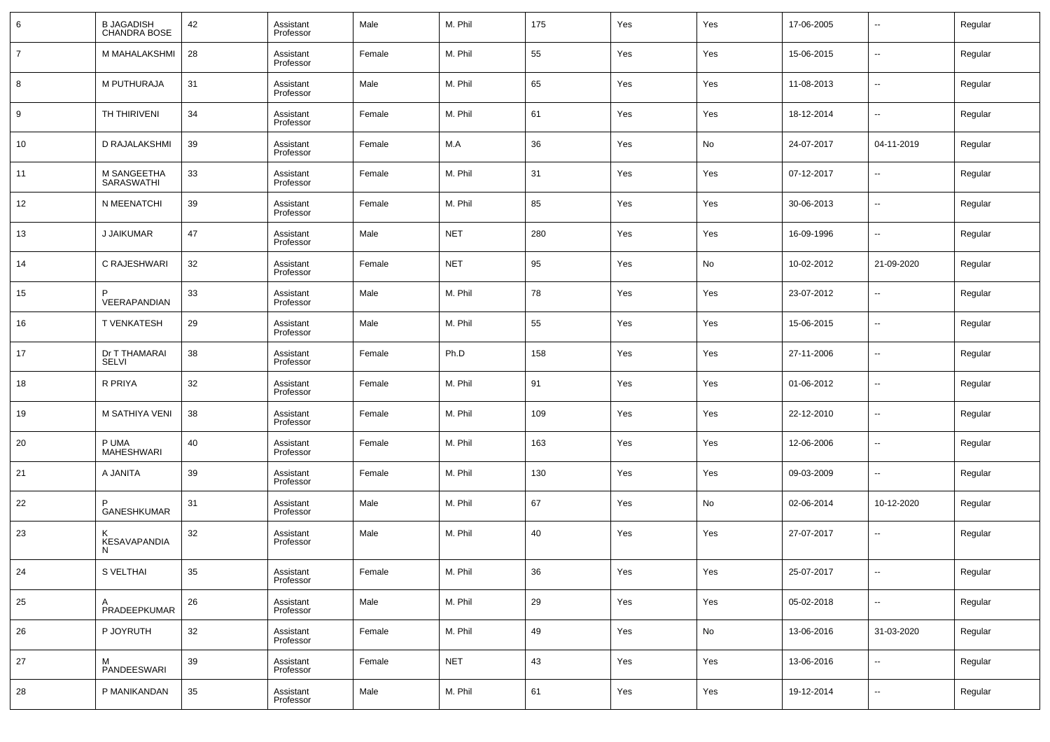| | | | | | | | | | | | |
|---|---|---|---|---|---|---|---|---|---|---|---|
| 6 | B JAGADISH CHANDRA BOSE | 42 | Assistant Professor | Male | M. Phil | 175 | Yes | Yes | 17-06-2005 | -- | Regular |
| 7 | M MAHALAKSHMI | 28 | Assistant Professor | Female | M. Phil | 55 | Yes | Yes | 15-06-2015 | -- | Regular |
| 8 | M PUTHURAJA | 31 | Assistant Professor | Male | M. Phil | 65 | Yes | Yes | 11-08-2013 | -- | Regular |
| 9 | TH THIRIVENI | 34 | Assistant Professor | Female | M. Phil | 61 | Yes | Yes | 18-12-2014 | -- | Regular |
| 10 | D RAJALAKSHMI | 39 | Assistant Professor | Female | M.A | 36 | Yes | No | 24-07-2017 | 04-11-2019 | Regular |
| 11 | M SANGEETHA SARASWATHI | 33 | Assistant Professor | Female | M. Phil | 31 | Yes | Yes | 07-12-2017 | -- | Regular |
| 12 | N MEENATCHI | 39 | Assistant Professor | Female | M. Phil | 85 | Yes | Yes | 30-06-2013 | -- | Regular |
| 13 | J JAIKUMAR | 47 | Assistant Professor | Male | NET | 280 | Yes | Yes | 16-09-1996 | -- | Regular |
| 14 | C RAJESHWARI | 32 | Assistant Professor | Female | NET | 95 | Yes | No | 10-02-2012 | 21-09-2020 | Regular |
| 15 | P VEERAPANDIAN | 33 | Assistant Professor | Male | M. Phil | 78 | Yes | Yes | 23-07-2012 | -- | Regular |
| 16 | T VENKATESH | 29 | Assistant Professor | Male | M. Phil | 55 | Yes | Yes | 15-06-2015 | -- | Regular |
| 17 | Dr T THAMARAI SELVI | 38 | Assistant Professor | Female | Ph.D | 158 | Yes | Yes | 27-11-2006 | -- | Regular |
| 18 | R PRIYA | 32 | Assistant Professor | Female | M. Phil | 91 | Yes | Yes | 01-06-2012 | -- | Regular |
| 19 | M SATHIYA VENI | 38 | Assistant Professor | Female | M. Phil | 109 | Yes | Yes | 22-12-2010 | -- | Regular |
| 20 | P UMA MAHESHWARI | 40 | Assistant Professor | Female | M. Phil | 163 | Yes | Yes | 12-06-2006 | -- | Regular |
| 21 | A JANITA | 39 | Assistant Professor | Female | M. Phil | 130 | Yes | Yes | 09-03-2009 | -- | Regular |
| 22 | P GANESHKUMAR | 31 | Assistant Professor | Male | M. Phil | 67 | Yes | No | 02-06-2014 | 10-12-2020 | Regular |
| 23 | K KESAVAPANDIAN | 32 | Assistant Professor | Male | M. Phil | 40 | Yes | Yes | 27-07-2017 | -- | Regular |
| 24 | S VELTHAI | 35 | Assistant Professor | Female | M. Phil | 36 | Yes | Yes | 25-07-2017 | -- | Regular |
| 25 | A PRADEEPKUMAR | 26 | Assistant Professor | Male | M. Phil | 29 | Yes | Yes | 05-02-2018 | -- | Regular |
| 26 | P JOYRUTH | 32 | Assistant Professor | Female | M. Phil | 49 | Yes | No | 13-06-2016 | 31-03-2020 | Regular |
| 27 | M PANDEESWARI | 39 | Assistant Professor | Female | NET | 43 | Yes | Yes | 13-06-2016 | -- | Regular |
| 28 | P MANIKANDAN | 35 | Assistant Professor | Male | M. Phil | 61 | Yes | Yes | 19-12-2014 | -- | Regular |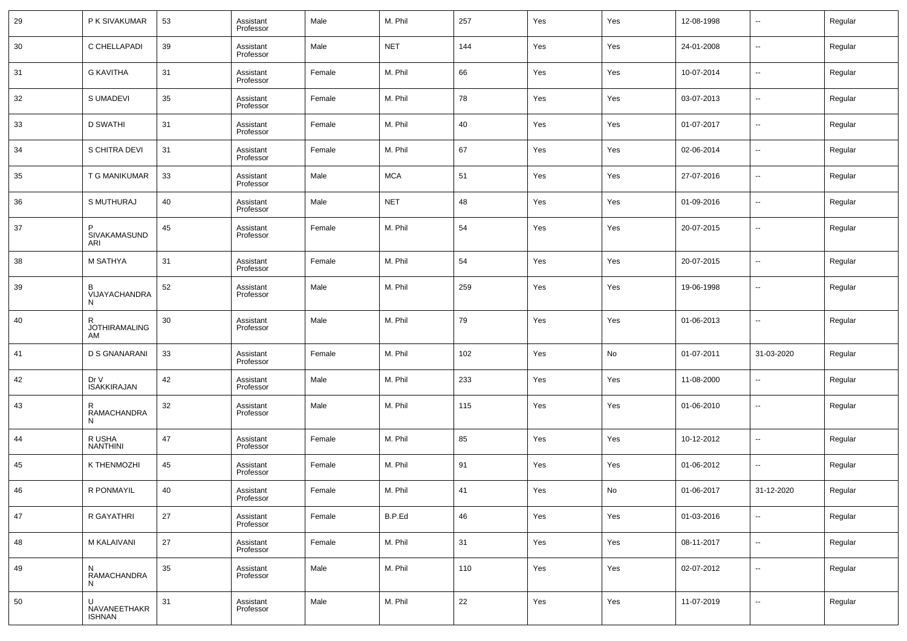| 29 | P K SIVAKUMAR | 53 | Assistant Professor | Male | M. Phil | 257 | Yes | Yes | 12-08-1998 | -- | Regular |
|---|---|---|---|---|---|---|---|---|---|---|---|
| 30 | C CHELLAPADI | 39 | Assistant Professor | Male | NET | 144 | Yes | Yes | 24-01-2008 | -- | Regular |
| 31 | G KAVITHA | 31 | Assistant Professor | Female | M. Phil | 66 | Yes | Yes | 10-07-2014 | -- | Regular |
| 32 | S UMADEVI | 35 | Assistant Professor | Female | M. Phil | 78 | Yes | Yes | 03-07-2013 | -- | Regular |
| 33 | D SWATHI | 31 | Assistant Professor | Female | M. Phil | 40 | Yes | Yes | 01-07-2017 | -- | Regular |
| 34 | S CHITRA DEVI | 31 | Assistant Professor | Female | M. Phil | 67 | Yes | Yes | 02-06-2014 | -- | Regular |
| 35 | T G MANIKUMAR | 33 | Assistant Professor | Male | MCA | 51 | Yes | Yes | 27-07-2016 | -- | Regular |
| 36 | S MUTHURAJ | 40 | Assistant Professor | Male | NET | 48 | Yes | Yes | 01-09-2016 | -- | Regular |
| 37 | P SIVAKAMASUNDARI | 45 | Assistant Professor | Female | M. Phil | 54 | Yes | Yes | 20-07-2015 | -- | Regular |
| 38 | M SATHYA | 31 | Assistant Professor | Female | M. Phil | 54 | Yes | Yes | 20-07-2015 | -- | Regular |
| 39 | B VIJAYACHANDRAN | 52 | Assistant Professor | Male | M. Phil | 259 | Yes | Yes | 19-06-1998 | -- | Regular |
| 40 | R JOTHIRAMALINGAM | 30 | Assistant Professor | Male | M. Phil | 79 | Yes | Yes | 01-06-2013 | -- | Regular |
| 41 | D S GNANARANI | 33 | Assistant Professor | Female | M. Phil | 102 | Yes | No | 01-07-2011 | 31-03-2020 | Regular |
| 42 | Dr V ISAKKIRAJAN | 42 | Assistant Professor | Male | M. Phil | 233 | Yes | Yes | 11-08-2000 | -- | Regular |
| 43 | R RAMACHANDRAN | 32 | Assistant Professor | Male | M. Phil | 115 | Yes | Yes | 01-06-2010 | -- | Regular |
| 44 | R USHA NANTHINI | 47 | Assistant Professor | Female | M. Phil | 85 | Yes | Yes | 10-12-2012 | -- | Regular |
| 45 | K THENMOZHI | 45 | Assistant Professor | Female | M. Phil | 91 | Yes | Yes | 01-06-2012 | -- | Regular |
| 46 | R PONMAYIL | 40 | Assistant Professor | Female | M. Phil | 41 | Yes | No | 01-06-2017 | 31-12-2020 | Regular |
| 47 | R GAYATHRI | 27 | Assistant Professor | Female | B.P.Ed | 46 | Yes | Yes | 01-03-2016 | -- | Regular |
| 48 | M KALAIVANI | 27 | Assistant Professor | Female | M. Phil | 31 | Yes | Yes | 08-11-2017 | -- | Regular |
| 49 | N RAMACHANDRAN | 35 | Assistant Professor | Male | M. Phil | 110 | Yes | Yes | 02-07-2012 | -- | Regular |
| 50 | U NAVANEETHAKRISHNAN | 31 | Assistant Professor | Male | M. Phil | 22 | Yes | Yes | 11-07-2019 | -- | Regular |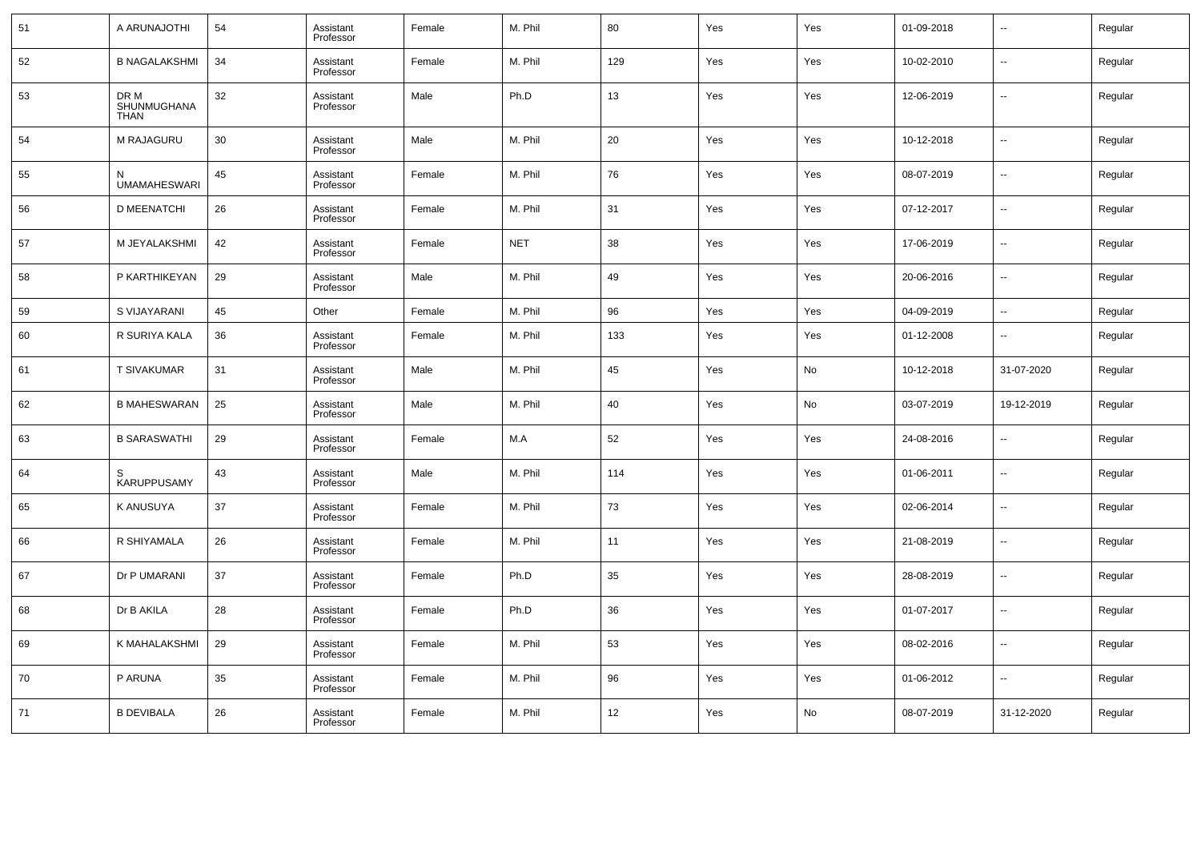| | | | | | | | | | | | |
|---|---|---|---|---|---|---|---|---|---|---|---|
| 51 | A ARUNAJOTHI | 54 | Assistant Professor | Female | M. Phil | 80 | Yes | Yes | 01-09-2018 | -- | Regular |
| 52 | B NAGALAKSHMI | 34 | Assistant Professor | Female | M. Phil | 129 | Yes | Yes | 10-02-2010 | -- | Regular |
| 53 | DR M SHUNMUGHANA THAN | 32 | Assistant Professor | Male | Ph.D | 13 | Yes | Yes | 12-06-2019 | -- | Regular |
| 54 | M RAJAGURU | 30 | Assistant Professor | Male | M. Phil | 20 | Yes | Yes | 10-12-2018 | -- | Regular |
| 55 | N UMAMAHESWARI | 45 | Assistant Professor | Female | M. Phil | 76 | Yes | Yes | 08-07-2019 | -- | Regular |
| 56 | D MEENATCHI | 26 | Assistant Professor | Female | M. Phil | 31 | Yes | Yes | 07-12-2017 | -- | Regular |
| 57 | M JEYALAKSHMI | 42 | Assistant Professor | Female | NET | 38 | Yes | Yes | 17-06-2019 | -- | Regular |
| 58 | P KARTHIKEYAN | 29 | Assistant Professor | Male | M. Phil | 49 | Yes | Yes | 20-06-2016 | -- | Regular |
| 59 | S VIJAYARANI | 45 | Other | Female | M. Phil | 96 | Yes | Yes | 04-09-2019 | -- | Regular |
| 60 | R SURIYA KALA | 36 | Assistant Professor | Female | M. Phil | 133 | Yes | Yes | 01-12-2008 | -- | Regular |
| 61 | T SIVAKUMAR | 31 | Assistant Professor | Male | M. Phil | 45 | Yes | No | 10-12-2018 | 31-07-2020 | Regular |
| 62 | B MAHESWARAN | 25 | Assistant Professor | Male | M. Phil | 40 | Yes | No | 03-07-2019 | 19-12-2019 | Regular |
| 63 | B SARASWATHI | 29 | Assistant Professor | Female | M.A | 52 | Yes | Yes | 24-08-2016 | -- | Regular |
| 64 | S KARUPPUSAMY | 43 | Assistant Professor | Male | M. Phil | 114 | Yes | Yes | 01-06-2011 | -- | Regular |
| 65 | K ANUSUYA | 37 | Assistant Professor | Female | M. Phil | 73 | Yes | Yes | 02-06-2014 | -- | Regular |
| 66 | R SHIYAMALA | 26 | Assistant Professor | Female | M. Phil | 11 | Yes | Yes | 21-08-2019 | -- | Regular |
| 67 | Dr P UMARANI | 37 | Assistant Professor | Female | Ph.D | 35 | Yes | Yes | 28-08-2019 | -- | Regular |
| 68 | Dr B AKILA | 28 | Assistant Professor | Female | Ph.D | 36 | Yes | Yes | 01-07-2017 | -- | Regular |
| 69 | K MAHALAKSHMI | 29 | Assistant Professor | Female | M. Phil | 53 | Yes | Yes | 08-02-2016 | -- | Regular |
| 70 | P ARUNA | 35 | Assistant Professor | Female | M. Phil | 96 | Yes | Yes | 01-06-2012 | -- | Regular |
| 71 | B DEVIBALA | 26 | Assistant Professor | Female | M. Phil | 12 | Yes | No | 08-07-2019 | 31-12-2020 | Regular |